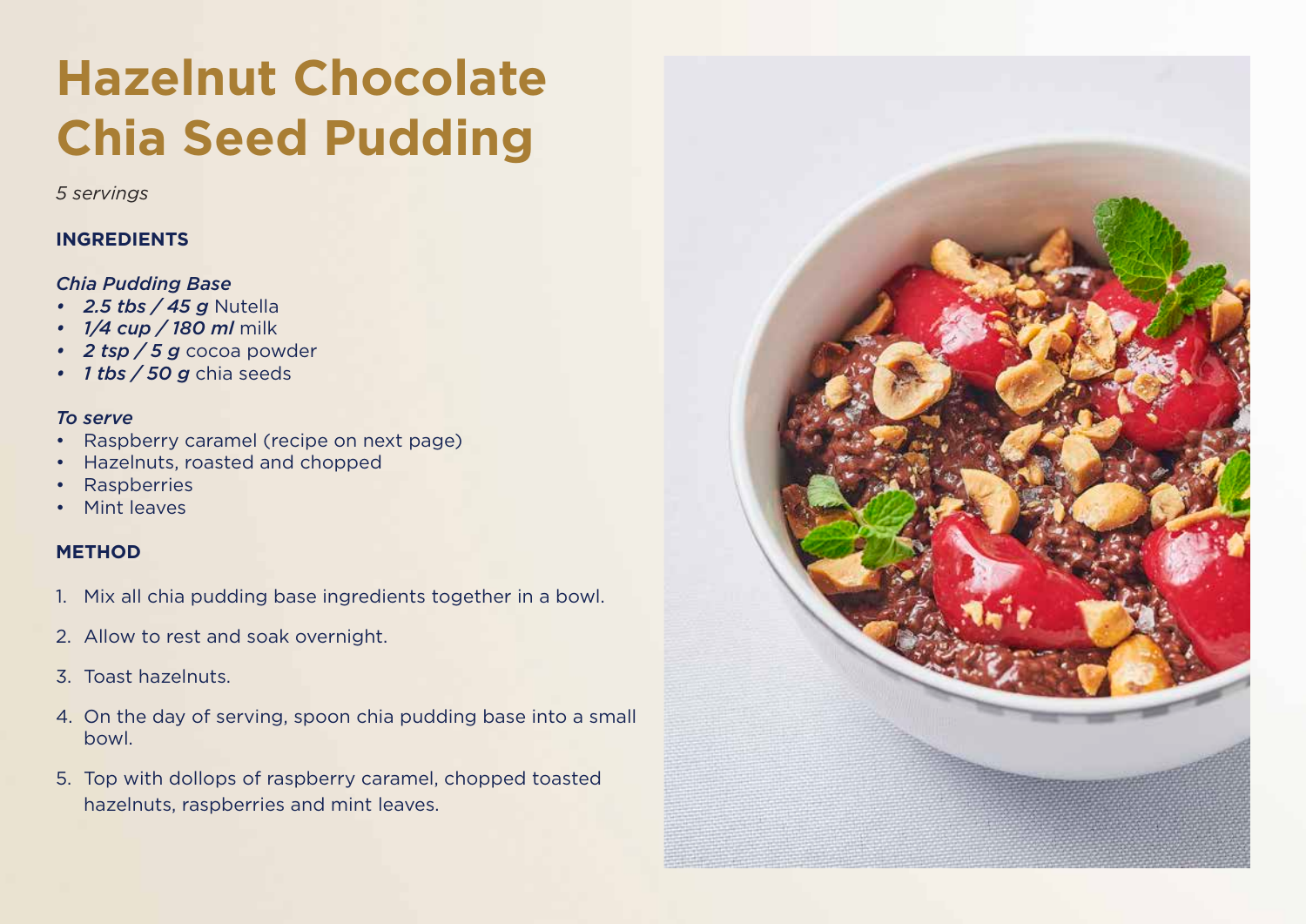# Hazelnut Chocolate Chia Seed Pudding

*5 servings*

## INGREDIENTS

### *Chia Pudding Base*

- ***2.5 tbs / 45 g*** Nutella
- ***1/4 cup / 180 ml*** milk
- ***2 tsp / 5 g*** cocoa powder
- ***1 tbs / 50 g*** chia seeds

### *To serve*

- Raspberry caramel (recipe on next page)
- Hazelnuts, roasted and chopped
- Raspberries
- Mint leaves

## METHOD

1. Mix all chia pudding base ingredients together in a bowl.
2. Allow to rest and soak overnight.
3. Toast hazelnuts.
4. On the day of serving, spoon chia pudding base into a small bowl.
5. Top with dollops of raspberry caramel, chopped toasted hazelnuts, raspberries and mint leaves.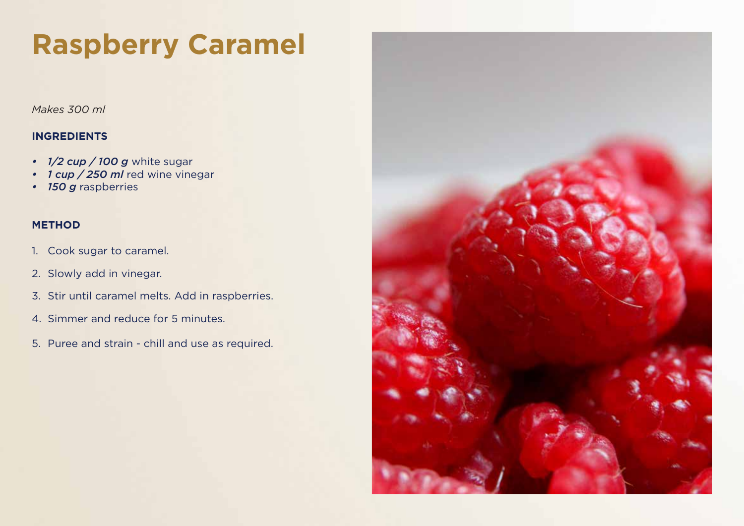# Raspberry Caramel

*Makes 300 ml*

**INGREDIENTS**

- ***1/2 cup / 100 g*** white sugar
- ***1 cup / 250 ml*** red wine vinegar
- ***150 g*** raspberries

**METHOD**

1. Cook sugar to caramel.
2. Slowly add in vinegar.
3. Stir until caramel melts. Add in raspberries.
4. Simmer and reduce for 5 minutes.
5. Puree and strain - chill and use as required.